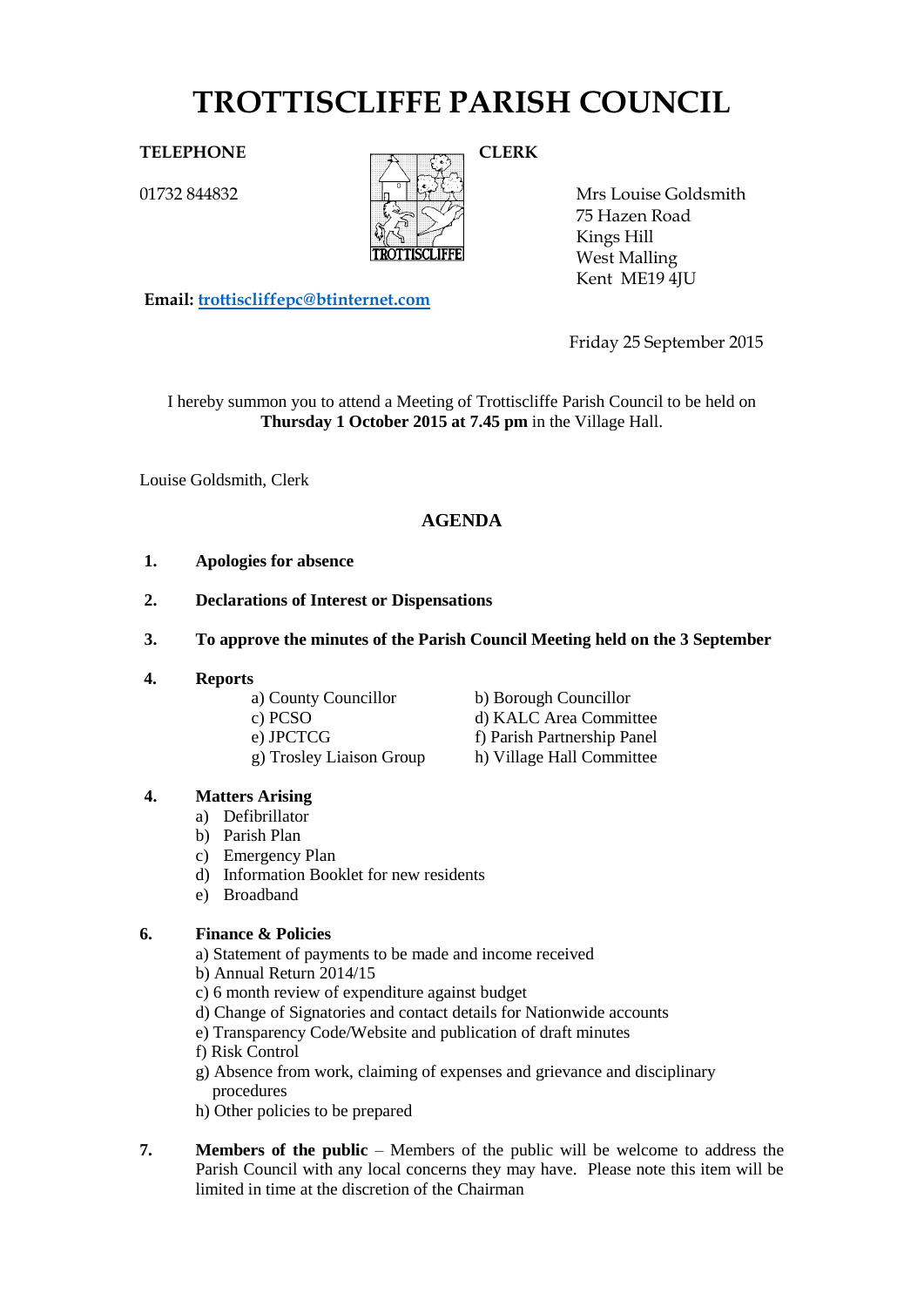# TROTTISCLIFFE PARISH COUNCIL

**TELEPHONE**

01732 844832

**CLERK**

Mrs Louise Goldsmith
75 Hazen Road
Kings Hill
West Malling
Kent ME19 4JU

**Email:** trottiscliffepc@btinternet.com

Friday 25 September 2015

I hereby summon you to attend a Meeting of Trottiscliffe Parish Council to be held on **Thursday 1 October 2015 at 7.45 pm** in the Village Hall.

Louise Goldsmith, Clerk

## AGENDA

1. **Apologies for absence**

2. **Declarations of Interest or Dispensations**

3. **To approve the minutes of the Parish Council Meeting held on the 3 September**

4. **Reports**
   - a) County Councillor
   - b) Borough Councillor
   - c) PCSO
   - d) KALC Area Committee
   - e) JPCTCG
   - f) Parish Partnership Panel
   - g) Trosley Liaison Group
   - h) Village Hall Committee

4. **Matters Arising**
   - a) Defibrillator
   - b) Parish Plan
   - c) Emergency Plan
   - d) Information Booklet for new residents
   - e) Broadband

6. **Finance & Policies**
   - a) Statement of payments to be made and income received
   - b) Annual Return 2014/15
   - c) 6 month review of expenditure against budget
   - d) Change of Signatories and contact details for Nationwide accounts
   - e) Transparency Code/Website and publication of draft minutes
   - f) Risk Control
   - g) Absence from work, claiming of expenses and grievance and disciplinary procedures
   - h) Other policies to be prepared

7. **Members of the public** – Members of the public will be welcome to address the Parish Council with any local concerns they may have. Please note this item will be limited in time at the discretion of the Chairman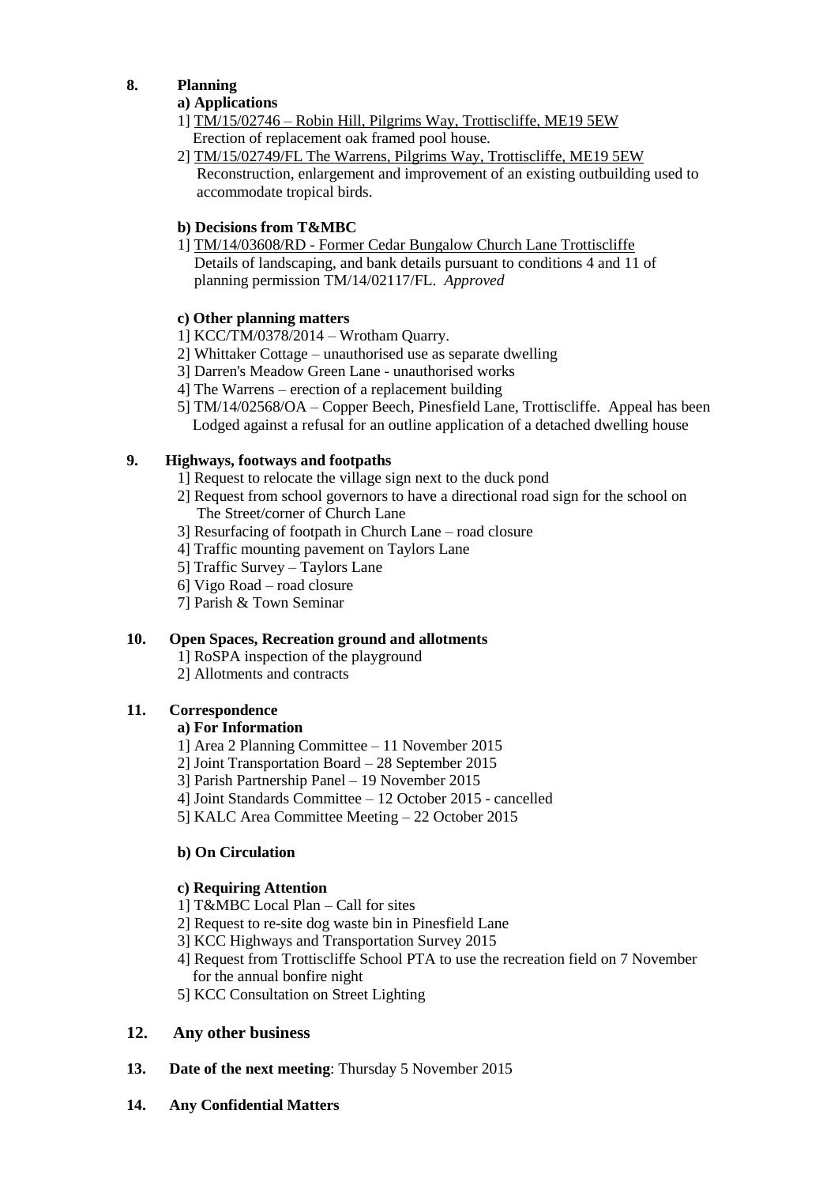## 8. Planning

**a) Applications**

1] TM/15/02746 – Robin Hill, Pilgrims Way, Trottiscliffe, ME19 5EW
Erection of replacement oak framed pool house.

2] TM/15/02749/FL The Warrens, Pilgrims Way, Trottiscliffe, ME19 5EW
Reconstruction, enlargement and improvement of an existing outbuilding used to accommodate tropical birds.

**b) Decisions from T&MBC**

1] TM/14/03608/RD - Former Cedar Bungalow Church Lane Trottiscliffe
Details of landscaping, and bank details pursuant to conditions 4 and 11 of planning permission TM/14/02117/FL. *Approved*

**c) Other planning matters**

1] KCC/TM/0378/2014 – Wrotham Quarry.
2] Whittaker Cottage – unauthorised use as separate dwelling
3] Darren's Meadow Green Lane - unauthorised works
4] The Warrens – erection of a replacement building
5] TM/14/02568/OA – Copper Beech, Pinesfield Lane, Trottiscliffe. Appeal has been Lodged against a refusal for an outline application of a detached dwelling house

## 9. Highways, footways and footpaths

1] Request to relocate the village sign next to the duck pond
2] Request from school governors to have a directional road sign for the school on The Street/corner of Church Lane
3] Resurfacing of footpath in Church Lane – road closure
4] Traffic mounting pavement on Taylors Lane
5] Traffic Survey – Taylors Lane
6] Vigo Road – road closure
7] Parish & Town Seminar

## 10. Open Spaces, Recreation ground and allotments

1] RoSPA inspection of the playground
2] Allotments and contracts

## 11. Correspondence

**a) For Information**

1] Area 2 Planning Committee – 11 November 2015
2] Joint Transportation Board – 28 September 2015
3] Parish Partnership Panel – 19 November 2015
4] Joint Standards Committee – 12 October 2015 - cancelled
5] KALC Area Committee Meeting – 22 October 2015

**b) On Circulation**

**c) Requiring Attention**

1] T&MBC Local Plan – Call for sites
2] Request to re-site dog waste bin in Pinesfield Lane
3] KCC Highways and Transportation Survey 2015
4] Request from Trottiscliffe School PTA to use the recreation field on 7 November for the annual bonfire night
5] KCC Consultation on Street Lighting

## 12. Any other business

**13. Date of the next meeting**: Thursday 5 November 2015

**14. Any Confidential Matters**